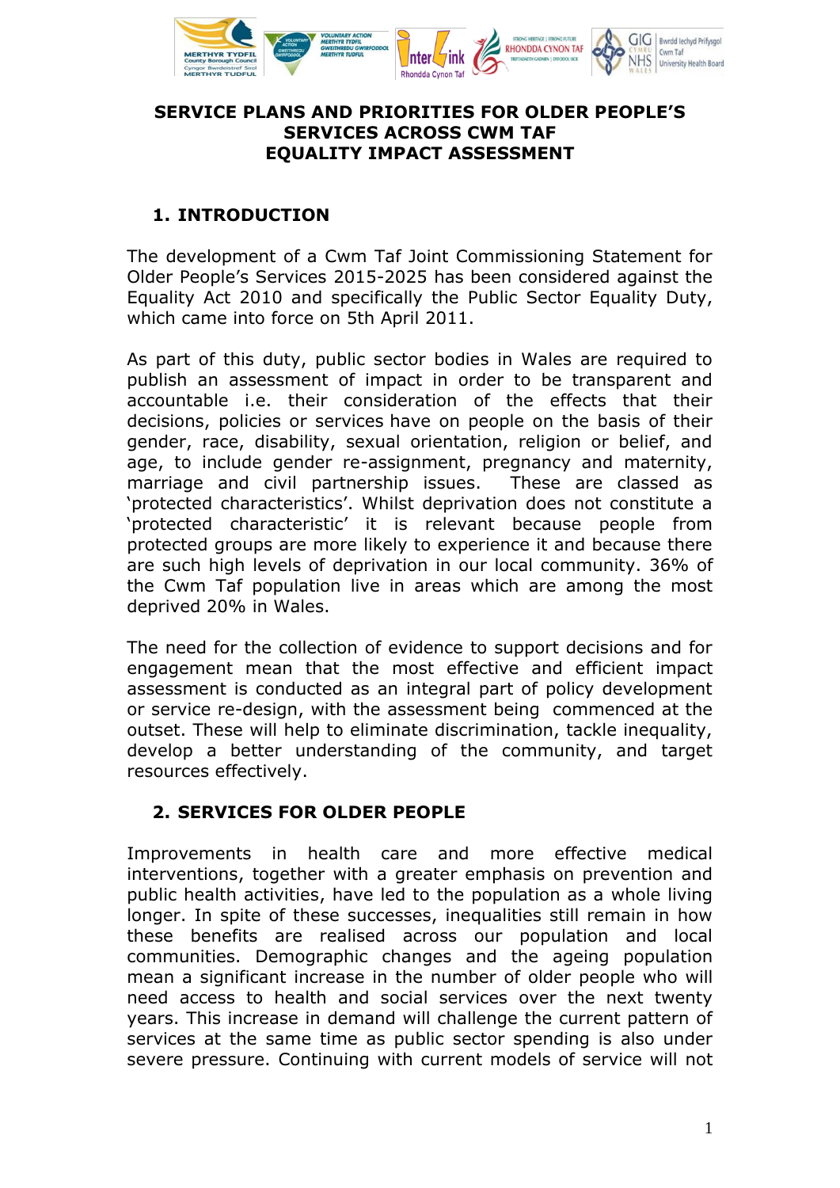# SERVICE PLANS AND PRIORITIES FOR OLDER PEOPLE'S SERVICES ACROSS CWM TAF EQUALITY IMPACT ASSESSMENT

## 1. INTRODUCTION

The development of a Cwm Taf Joint Commissioning Statement for Older People's Services 2015-2025 has been considered against the Equality Act 2010 and specifically the Public Sector Equality Duty, which came into force on 5th April 2011.

As part of this duty, public sector bodies in Wales are required to publish an assessment of impact in order to be transparent and accountable i.e. their consideration of the effects that their decisions, policies or services have on people on the basis of their gender, race, disability, sexual orientation, religion or belief, and age, to include gender re-assignment, pregnancy and maternity, marriage and civil partnership issues. These are classed as 'protected characteristics'. Whilst deprivation does not constitute a 'protected characteristic' it is relevant because people from protected groups are more likely to experience it and because there are such high levels of deprivation in our local community. 36% of the Cwm Taf population live in areas which are among the most deprived 20% in Wales.

The need for the collection of evidence to support decisions and for engagement mean that the most effective and efficient impact assessment is conducted as an integral part of policy development or service re-design, with the assessment being commenced at the outset. These will help to eliminate discrimination, tackle inequality, develop a better understanding of the community, and target resources effectively.

## 2. SERVICES FOR OLDER PEOPLE

Improvements in health care and more effective medical interventions, together with a greater emphasis on prevention and public health activities, have led to the population as a whole living longer. In spite of these successes, inequalities still remain in how these benefits are realised across our population and local communities. Demographic changes and the ageing population mean a significant increase in the number of older people who will need access to health and social services over the next twenty years. This increase in demand will challenge the current pattern of services at the same time as public sector spending is also under severe pressure. Continuing with current models of service will not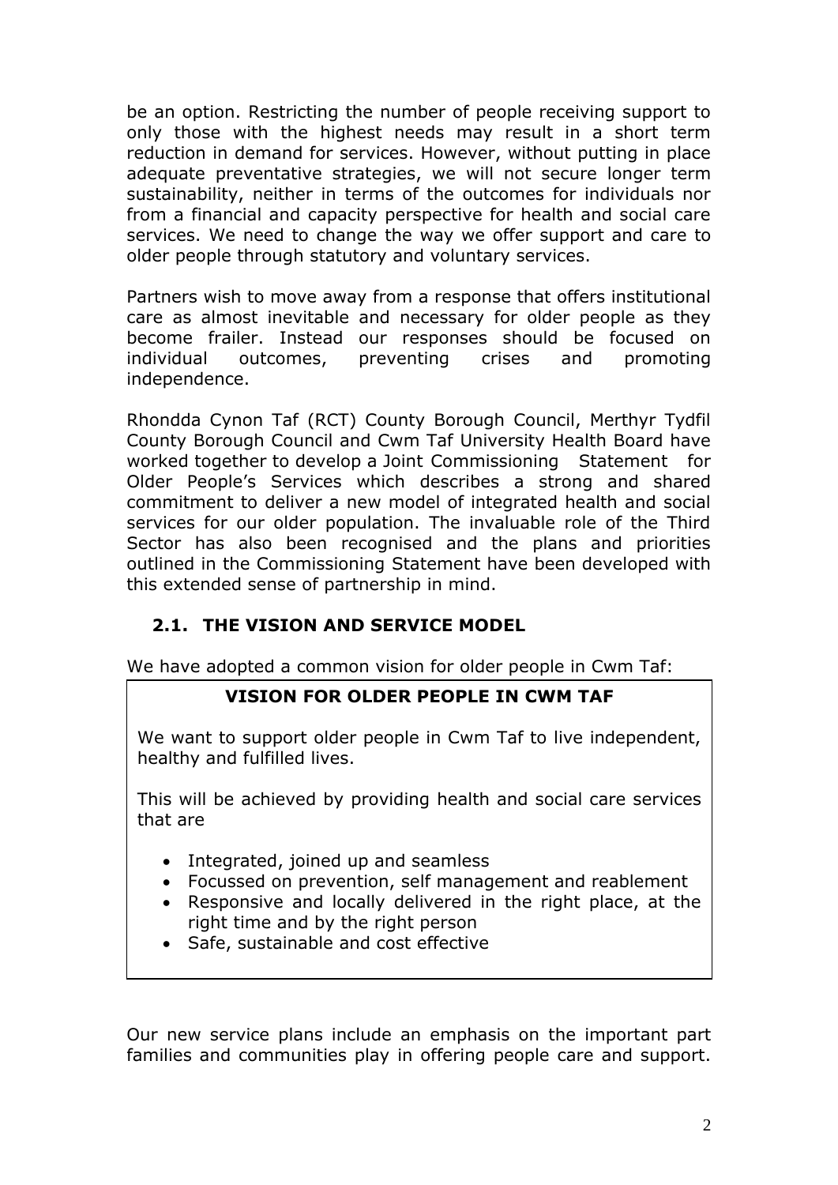be an option. Restricting the number of people receiving support to only those with the highest needs may result in a short term reduction in demand for services. However, without putting in place adequate preventative strategies, we will not secure longer term sustainability, neither in terms of the outcomes for individuals nor from a financial and capacity perspective for health and social care services. We need to change the way we offer support and care to older people through statutory and voluntary services.

Partners wish to move away from a response that offers institutional care as almost inevitable and necessary for older people as they become frailer. Instead our responses should be focused on individual outcomes, preventing crises and promoting independence.

Rhondda Cynon Taf (RCT) County Borough Council, Merthyr Tydfil County Borough Council and Cwm Taf University Health Board have worked together to develop a Joint Commissioning Statement for Older People's Services which describes a strong and shared commitment to deliver a new model of integrated health and social services for our older population. The invaluable role of the Third Sector has also been recognised and the plans and priorities outlined in the Commissioning Statement have been developed with this extended sense of partnership in mind.

## 2.1. THE VISION AND SERVICE MODEL

We have adopted a common vision for older people in Cwm Taf:

> **VISION FOR OLDER PEOPLE IN CWM TAF**
>
> We want to support older people in Cwm Taf to live independent, healthy and fulfilled lives.
>
> This will be achieved by providing health and social care services that are
>
> - Integrated, joined up and seamless
> - Focussed on prevention, self management and reablement
> - Responsive and locally delivered in the right place, at the right time and by the right person
> - Safe, sustainable and cost effective

Our new service plans include an emphasis on the important part families and communities play in offering people care and support.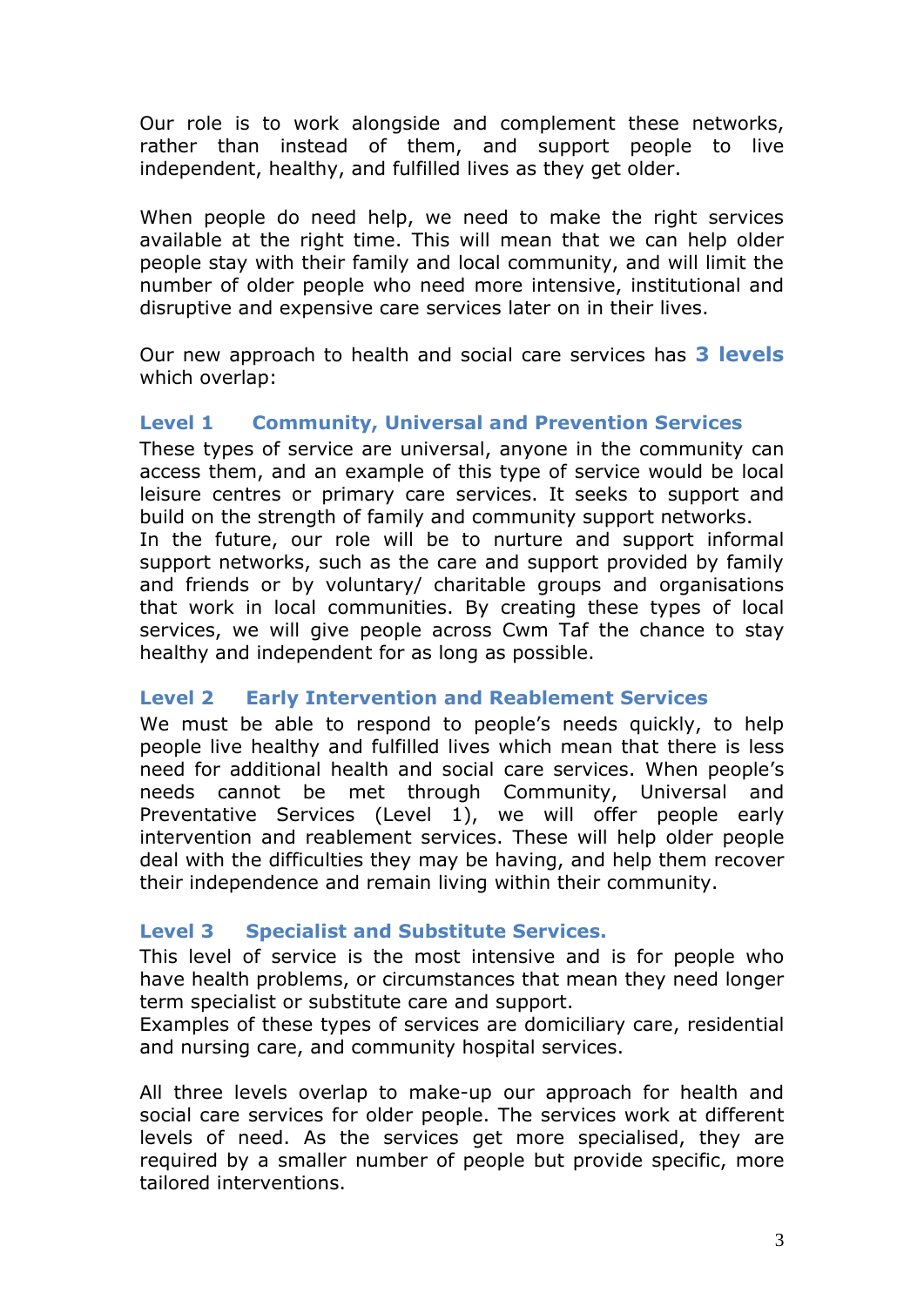Our role is to work alongside and complement these networks, rather than instead of them, and support people to live independent, healthy, and fulfilled lives as they get older.

When people do need help, we need to make the right services available at the right time. This will mean that we can help older people stay with their family and local community, and will limit the number of older people who need more intensive, institutional and disruptive and expensive care services later on in their lives.

Our new approach to health and social care services has **3 levels** which overlap:

### Level 1 Community, Universal and Prevention Services

These types of service are universal, anyone in the community can access them, and an example of this type of service would be local leisure centres or primary care services. It seeks to support and build on the strength of family and community support networks.
In the future, our role will be to nurture and support informal support networks, such as the care and support provided by family and friends or by voluntary/ charitable groups and organisations that work in local communities. By creating these types of local services, we will give people across Cwm Taf the chance to stay healthy and independent for as long as possible.

### Level 2 Early Intervention and Reablement Services

We must be able to respond to people's needs quickly, to help people live healthy and fulfilled lives which mean that there is less need for additional health and social care services. When people's needs cannot be met through Community, Universal and Preventative Services (Level 1), we will offer people early intervention and reablement services. These will help older people deal with the difficulties they may be having, and help them recover their independence and remain living within their community.

### Level 3 Specialist and Substitute Services.

This level of service is the most intensive and is for people who have health problems, or circumstances that mean they need longer term specialist or substitute care and support.
Examples of these types of services are domiciliary care, residential and nursing care, and community hospital services.

All three levels overlap to make-up our approach for health and social care services for older people. The services work at different levels of need. As the services get more specialised, they are required by a smaller number of people but provide specific, more tailored interventions.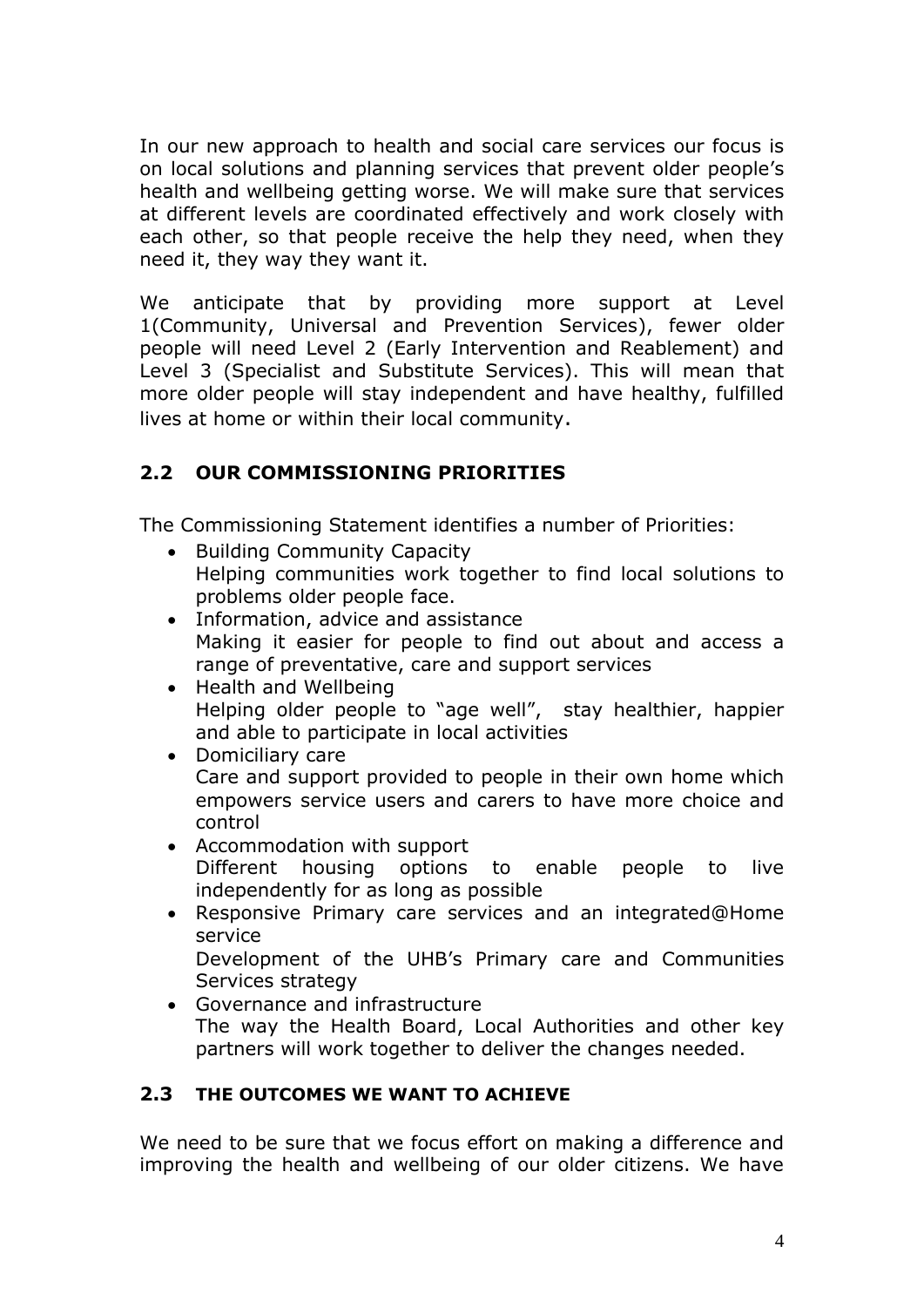In our new approach to health and social care services our focus is on local solutions and planning services that prevent older people's health and wellbeing getting worse. We will make sure that services at different levels are coordinated effectively and work closely with each other, so that people receive the help they need, when they need it, they way they want it.

We anticipate that by providing more support at Level 1(Community, Universal and Prevention Services), fewer older people will need Level 2 (Early Intervention and Reablement) and Level 3 (Specialist and Substitute Services). This will mean that more older people will stay independent and have healthy, fulfilled lives at home or within their local community.

## 2.2 OUR COMMISSIONING PRIORITIES

The Commissioning Statement identifies a number of Priorities:

- Building Community Capacity
  Helping communities work together to find local solutions to problems older people face.
- Information, advice and assistance
  Making it easier for people to find out about and access a range of preventative, care and support services
- Health and Wellbeing
  Helping older people to "age well", stay healthier, happier and able to participate in local activities
- Domiciliary care
  Care and support provided to people in their own home which empowers service users and carers to have more choice and control
- Accommodation with support
  Different housing options to enable people to live independently for as long as possible
- Responsive Primary care services and an integrated@Home service
  Development of the UHB's Primary care and Communities Services strategy
- Governance and infrastructure
  The way the Health Board, Local Authorities and other key partners will work together to deliver the changes needed.

## 2.3 THE OUTCOMES WE WANT TO ACHIEVE

We need to be sure that we focus effort on making a difference and improving the health and wellbeing of our older citizens. We have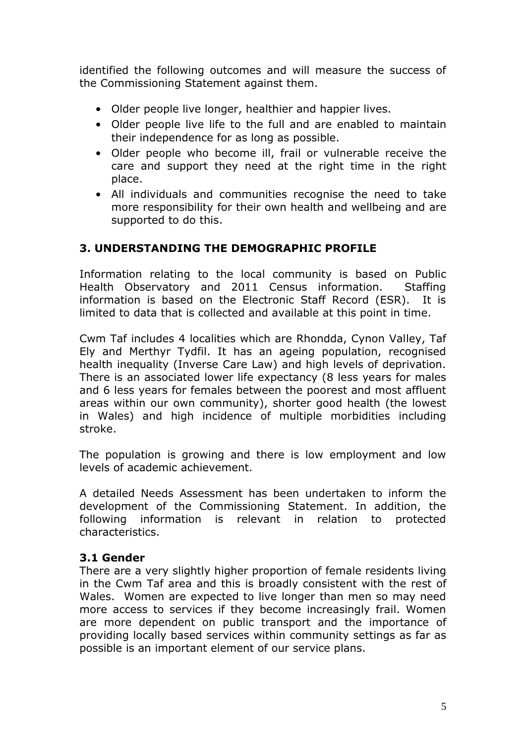identified the following outcomes and will measure the success of the Commissioning Statement against them.

- Older people live longer, healthier and happier lives.
- Older people live life to the full and are enabled to maintain their independence for as long as possible.
- Older people who become ill, frail or vulnerable receive the care and support they need at the right time in the right place.
- All individuals and communities recognise the need to take more responsibility for their own health and wellbeing and are supported to do this.

## 3. UNDERSTANDING THE DEMOGRAPHIC PROFILE

Information relating to the local community is based on Public Health Observatory and 2011 Census information. Staffing information is based on the Electronic Staff Record (ESR). It is limited to data that is collected and available at this point in time.

Cwm Taf includes 4 localities which are Rhondda, Cynon Valley, Taf Ely and Merthyr Tydfil. It has an ageing population, recognised health inequality (Inverse Care Law) and high levels of deprivation. There is an associated lower life expectancy (8 less years for males and 6 less years for females between the poorest and most affluent areas within our own community), shorter good health (the lowest in Wales) and high incidence of multiple morbidities including stroke.

The population is growing and there is low employment and low levels of academic achievement.

A detailed Needs Assessment has been undertaken to inform the development of the Commissioning Statement. In addition, the following information is relevant in relation to protected characteristics.

### 3.1 Gender

There are a very slightly higher proportion of female residents living in the Cwm Taf area and this is broadly consistent with the rest of Wales. Women are expected to live longer than men so may need more access to services if they become increasingly frail. Women are more dependent on public transport and the importance of providing locally based services within community settings as far as possible is an important element of our service plans.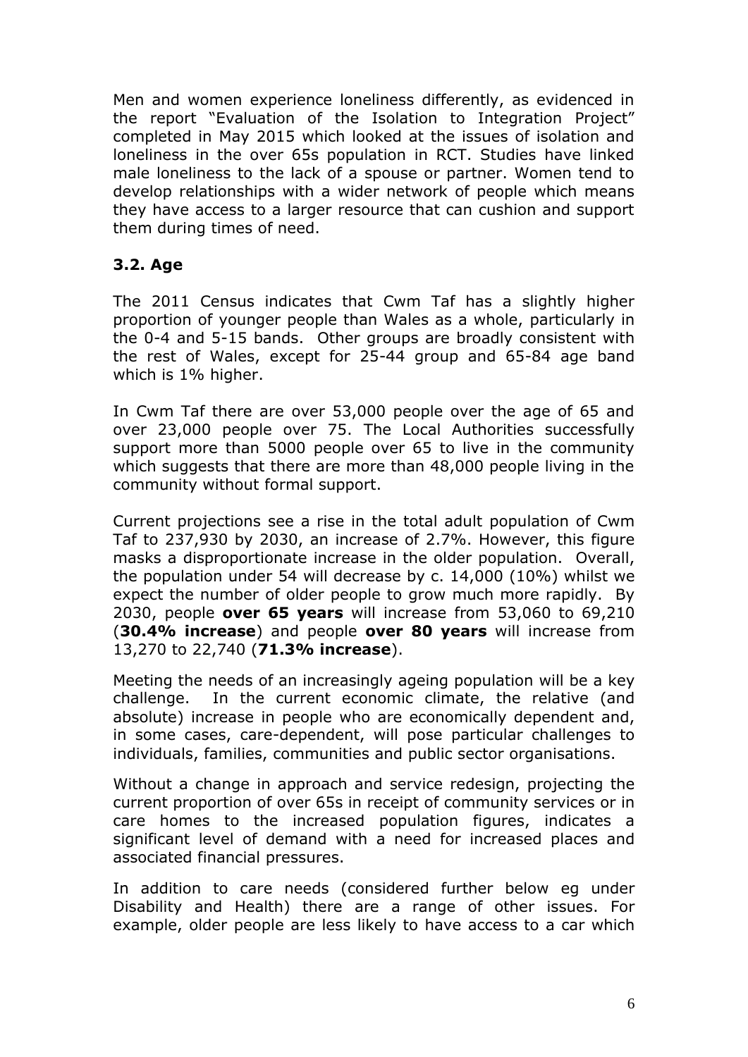Men and women experience loneliness differently, as evidenced in the report "Evaluation of the Isolation to Integration Project" completed in May 2015 which looked at the issues of isolation and loneliness in the over 65s population in RCT. Studies have linked male loneliness to the lack of a spouse or partner. Women tend to develop relationships with a wider network of people which means they have access to a larger resource that can cushion and support them during times of need.

### 3.2. Age

The 2011 Census indicates that Cwm Taf has a slightly higher proportion of younger people than Wales as a whole, particularly in the 0-4 and 5-15 bands. Other groups are broadly consistent with the rest of Wales, except for 25-44 group and 65-84 age band which is 1% higher.

In Cwm Taf there are over 53,000 people over the age of 65 and over 23,000 people over 75. The Local Authorities successfully support more than 5000 people over 65 to live in the community which suggests that there are more than 48,000 people living in the community without formal support.

Current projections see a rise in the total adult population of Cwm Taf to 237,930 by 2030, an increase of 2.7%. However, this figure masks a disproportionate increase in the older population. Overall, the population under 54 will decrease by c. 14,000 (10%) whilst we expect the number of older people to grow much more rapidly. By 2030, people **over 65 years** will increase from 53,060 to 69,210 (**30.4% increase**) and people **over 80 years** will increase from 13,270 to 22,740 (**71.3% increase**).

Meeting the needs of an increasingly ageing population will be a key challenge. In the current economic climate, the relative (and absolute) increase in people who are economically dependent and, in some cases, care-dependent, will pose particular challenges to individuals, families, communities and public sector organisations.

Without a change in approach and service redesign, projecting the current proportion of over 65s in receipt of community services or in care homes to the increased population figures, indicates a significant level of demand with a need for increased places and associated financial pressures.

In addition to care needs (considered further below eg under Disability and Health) there are a range of other issues. For example, older people are less likely to have access to a car which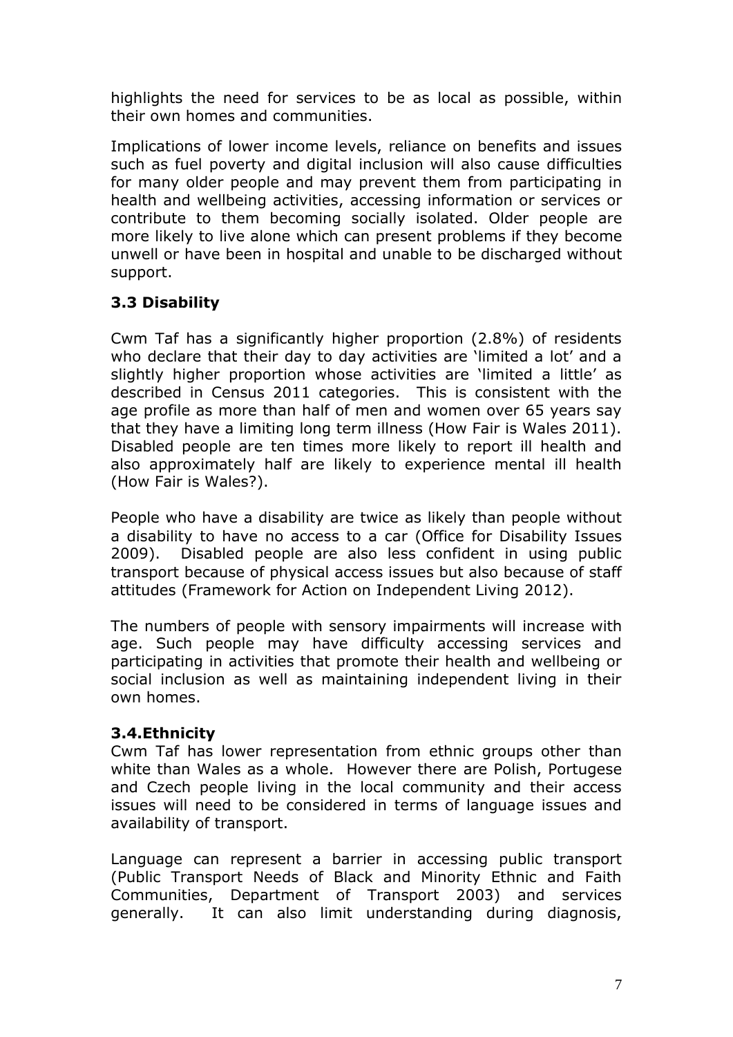highlights the need for services to be as local as possible, within their own homes and communities.

Implications of lower income levels, reliance on benefits and issues such as fuel poverty and digital inclusion will also cause difficulties for many older people and may prevent them from participating in health and wellbeing activities, accessing information or services or contribute to them becoming socially isolated. Older people are more likely to live alone which can present problems if they become unwell or have been in hospital and unable to be discharged without support.

### 3.3 Disability

Cwm Taf has a significantly higher proportion (2.8%) of residents who declare that their day to day activities are 'limited a lot' and a slightly higher proportion whose activities are 'limited a little' as described in Census 2011 categories. This is consistent with the age profile as more than half of men and women over 65 years say that they have a limiting long term illness (How Fair is Wales 2011). Disabled people are ten times more likely to report ill health and also approximately half are likely to experience mental ill health (How Fair is Wales?).

People who have a disability are twice as likely than people without a disability to have no access to a car (Office for Disability Issues 2009). Disabled people are also less confident in using public transport because of physical access issues but also because of staff attitudes (Framework for Action on Independent Living 2012).

The numbers of people with sensory impairments will increase with age. Such people may have difficulty accessing services and participating in activities that promote their health and wellbeing or social inclusion as well as maintaining independent living in their own homes.

### 3.4.Ethnicity

Cwm Taf has lower representation from ethnic groups other than white than Wales as a whole. However there are Polish, Portugese and Czech people living in the local community and their access issues will need to be considered in terms of language issues and availability of transport.

Language can represent a barrier in accessing public transport (Public Transport Needs of Black and Minority Ethnic and Faith Communities, Department of Transport 2003) and services generally. It can also limit understanding during diagnosis,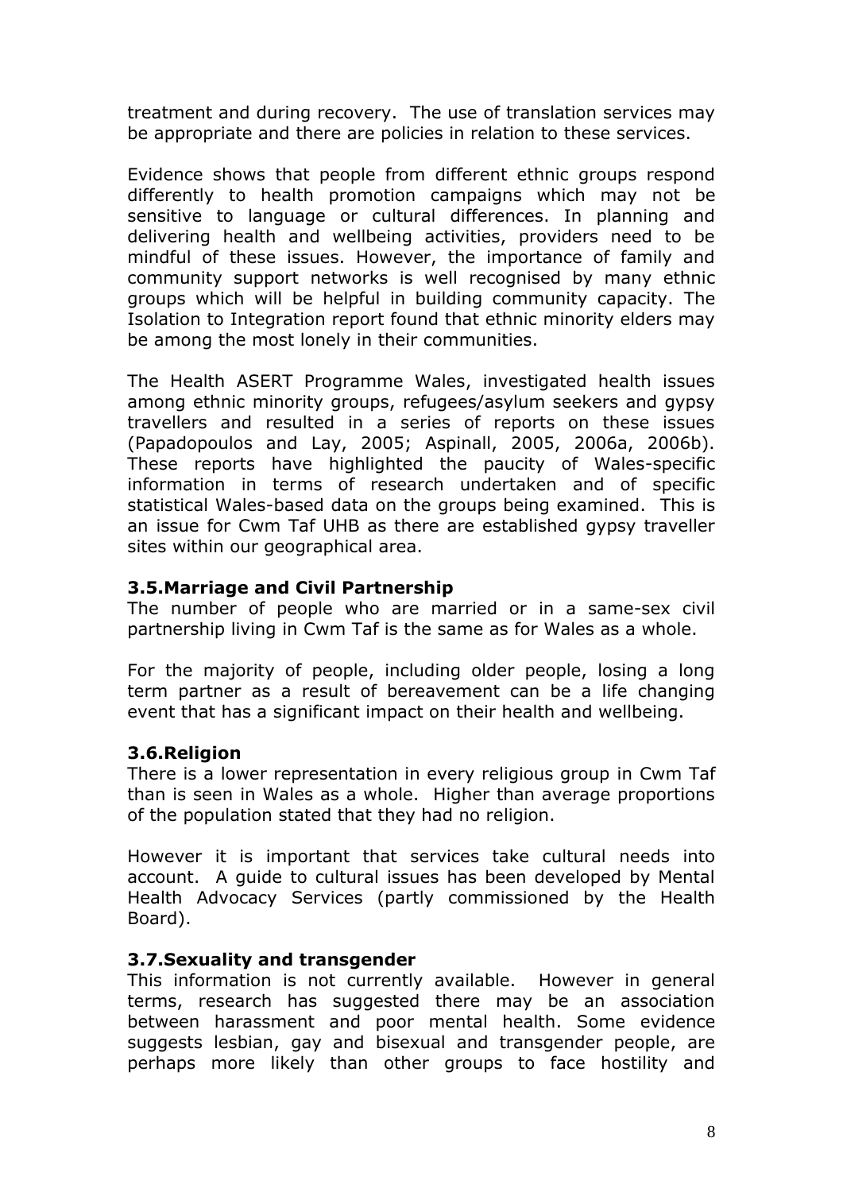treatment and during recovery. The use of translation services may be appropriate and there are policies in relation to these services.

Evidence shows that people from different ethnic groups respond differently to health promotion campaigns which may not be sensitive to language or cultural differences. In planning and delivering health and wellbeing activities, providers need to be mindful of these issues. However, the importance of family and community support networks is well recognised by many ethnic groups which will be helpful in building community capacity. The Isolation to Integration report found that ethnic minority elders may be among the most lonely in their communities.

The Health ASERT Programme Wales, investigated health issues among ethnic minority groups, refugees/asylum seekers and gypsy travellers and resulted in a series of reports on these issues (Papadopoulos and Lay, 2005; Aspinall, 2005, 2006a, 2006b). These reports have highlighted the paucity of Wales-specific information in terms of research undertaken and of specific statistical Wales-based data on the groups being examined. This is an issue for Cwm Taf UHB as there are established gypsy traveller sites within our geographical area.

### 3.5. Marriage and Civil Partnership

The number of people who are married or in a same-sex civil partnership living in Cwm Taf is the same as for Wales as a whole.

For the majority of people, including older people, losing a long term partner as a result of bereavement can be a life changing event that has a significant impact on their health and wellbeing.

### 3.6. Religion

There is a lower representation in every religious group in Cwm Taf than is seen in Wales as a whole. Higher than average proportions of the population stated that they had no religion.

However it is important that services take cultural needs into account. A guide to cultural issues has been developed by Mental Health Advocacy Services (partly commissioned by the Health Board).

### 3.7. Sexuality and transgender

This information is not currently available. However in general terms, research has suggested there may be an association between harassment and poor mental health. Some evidence suggests lesbian, gay and bisexual and transgender people, are perhaps more likely than other groups to face hostility and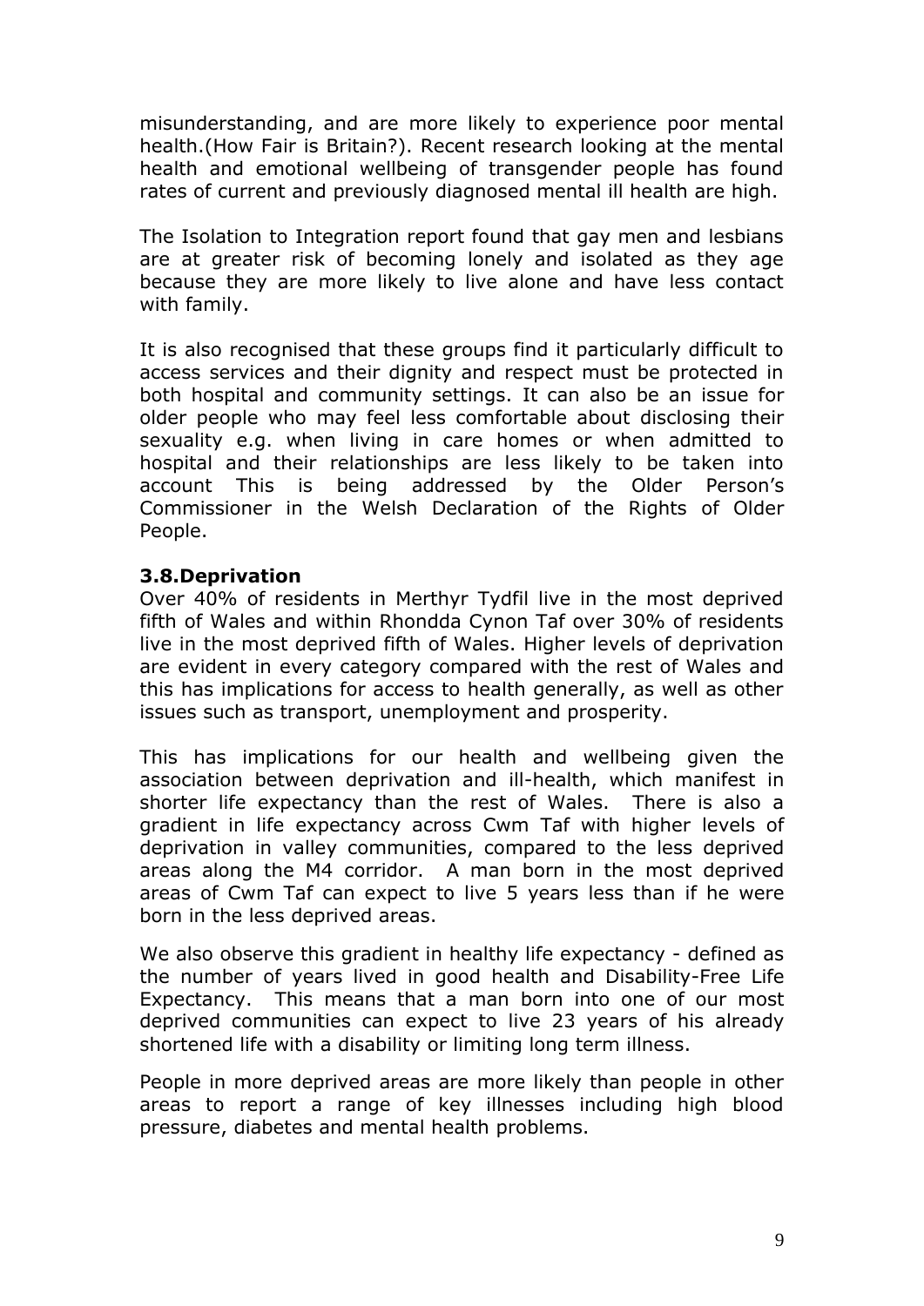misunderstanding, and are more likely to experience poor mental health.(How Fair is Britain?). Recent research looking at the mental health and emotional wellbeing of transgender people has found rates of current and previously diagnosed mental ill health are high.

The Isolation to Integration report found that gay men and lesbians are at greater risk of becoming lonely and isolated as they age because they are more likely to live alone and have less contact with family.

It is also recognised that these groups find it particularly difficult to access services and their dignity and respect must be protected in both hospital and community settings. It can also be an issue for older people who may feel less comfortable about disclosing their sexuality e.g. when living in care homes or when admitted to hospital and their relationships are less likely to be taken into account This is being addressed by the Older Person's Commissioner in the Welsh Declaration of the Rights of Older People.

### 3.8.Deprivation

Over 40% of residents in Merthyr Tydfil live in the most deprived fifth of Wales and within Rhondda Cynon Taf over 30% of residents live in the most deprived fifth of Wales. Higher levels of deprivation are evident in every category compared with the rest of Wales and this has implications for access to health generally, as well as other issues such as transport, unemployment and prosperity.

This has implications for our health and wellbeing given the association between deprivation and ill-health, which manifest in shorter life expectancy than the rest of Wales. There is also a gradient in life expectancy across Cwm Taf with higher levels of deprivation in valley communities, compared to the less deprived areas along the M4 corridor. A man born in the most deprived areas of Cwm Taf can expect to live 5 years less than if he were born in the less deprived areas.

We also observe this gradient in healthy life expectancy - defined as the number of years lived in good health and Disability-Free Life Expectancy. This means that a man born into one of our most deprived communities can expect to live 23 years of his already shortened life with a disability or limiting long term illness.

People in more deprived areas are more likely than people in other areas to report a range of key illnesses including high blood pressure, diabetes and mental health problems.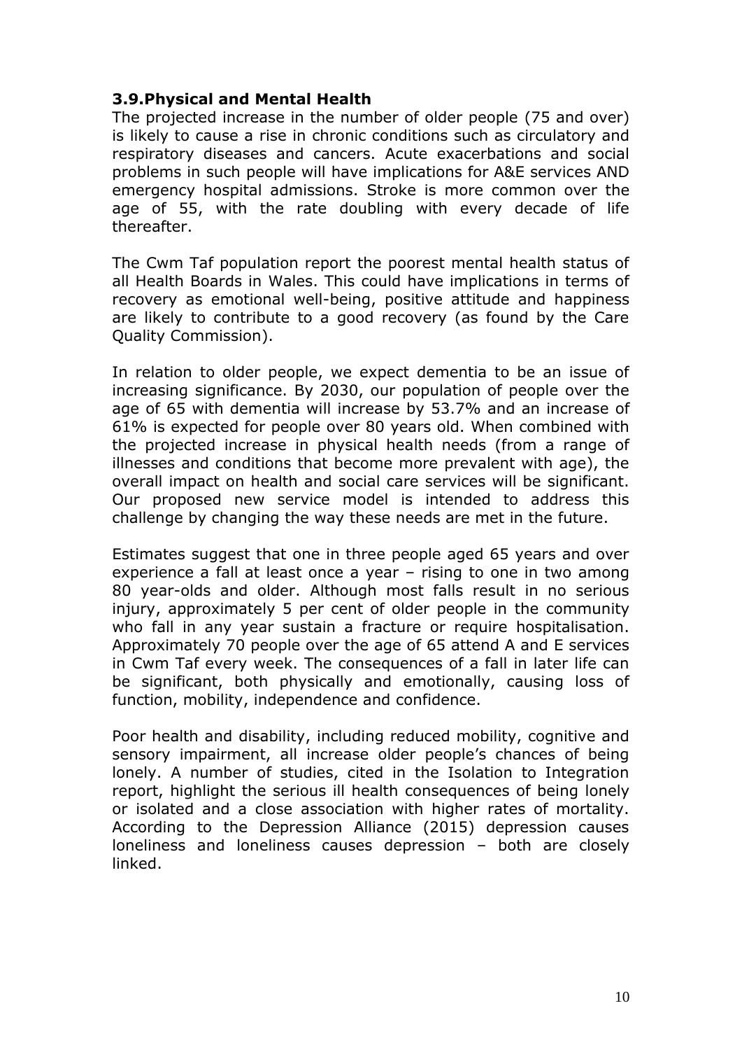### 3.9. Physical and Mental Health

The projected increase in the number of older people (75 and over) is likely to cause a rise in chronic conditions such as circulatory and respiratory diseases and cancers. Acute exacerbations and social problems in such people will have implications for A&E services AND emergency hospital admissions. Stroke is more common over the age of 55, with the rate doubling with every decade of life thereafter.

The Cwm Taf population report the poorest mental health status of all Health Boards in Wales. This could have implications in terms of recovery as emotional well-being, positive attitude and happiness are likely to contribute to a good recovery (as found by the Care Quality Commission).

In relation to older people, we expect dementia to be an issue of increasing significance. By 2030, our population of people over the age of 65 with dementia will increase by 53.7% and an increase of 61% is expected for people over 80 years old. When combined with the projected increase in physical health needs (from a range of illnesses and conditions that become more prevalent with age), the overall impact on health and social care services will be significant. Our proposed new service model is intended to address this challenge by changing the way these needs are met in the future.

Estimates suggest that one in three people aged 65 years and over experience a fall at least once a year – rising to one in two among 80 year-olds and older. Although most falls result in no serious injury, approximately 5 per cent of older people in the community who fall in any year sustain a fracture or require hospitalisation. Approximately 70 people over the age of 65 attend A and E services in Cwm Taf every week. The consequences of a fall in later life can be significant, both physically and emotionally, causing loss of function, mobility, independence and confidence.

Poor health and disability, including reduced mobility, cognitive and sensory impairment, all increase older people's chances of being lonely. A number of studies, cited in the Isolation to Integration report, highlight the serious ill health consequences of being lonely or isolated and a close association with higher rates of mortality. According to the Depression Alliance (2015) depression causes loneliness and loneliness causes depression – both are closely linked.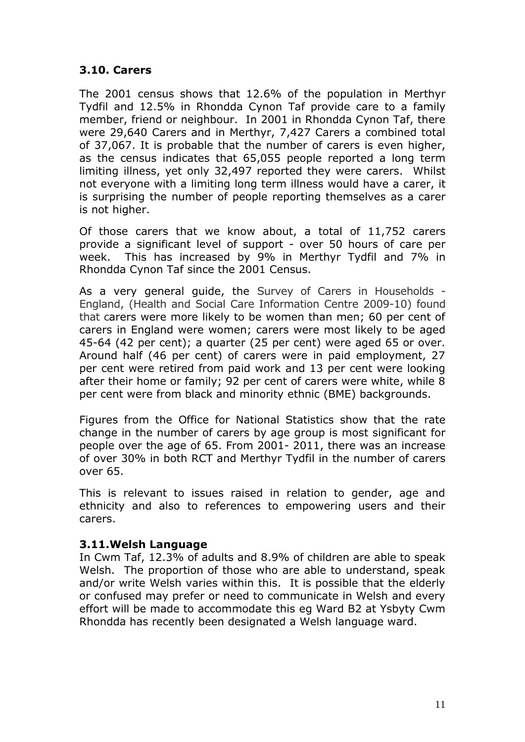### 3.10. Carers

The 2001 census shows that 12.6% of the population in Merthyr Tydfil and 12.5% in Rhondda Cynon Taf provide care to a family member, friend or neighbour. In 2001 in Rhondda Cynon Taf, there were 29,640 Carers and in Merthyr, 7,427 Carers a combined total of 37,067. It is probable that the number of carers is even higher, as the census indicates that 65,055 people reported a long term limiting illness, yet only 32,497 reported they were carers. Whilst not everyone with a limiting long term illness would have a carer, it is surprising the number of people reporting themselves as a carer is not higher.

Of those carers that we know about, a total of 11,752 carers provide a significant level of support - over 50 hours of care per week. This has increased by 9% in Merthyr Tydfil and 7% in Rhondda Cynon Taf since the 2001 Census.

As a very general guide, the Survey of Carers in Households - England, (Health and Social Care Information Centre 2009-10) found that carers were more likely to be women than men; 60 per cent of carers in England were women; carers were most likely to be aged 45-64 (42 per cent); a quarter (25 per cent) were aged 65 or over. Around half (46 per cent) of carers were in paid employment, 27 per cent were retired from paid work and 13 per cent were looking after their home or family; 92 per cent of carers were white, while 8 per cent were from black and minority ethnic (BME) backgrounds.

Figures from the Office for National Statistics show that the rate change in the number of carers by age group is most significant for people over the age of 65. From 2001- 2011, there was an increase of over 30% in both RCT and Merthyr Tydfil in the number of carers over 65.

This is relevant to issues raised in relation to gender, age and ethnicity and also to references to empowering users and their carers.

### 3.11. Welsh Language

In Cwm Taf, 12.3% of adults and 8.9% of children are able to speak Welsh. The proportion of those who are able to understand, speak and/or write Welsh varies within this. It is possible that the elderly or confused may prefer or need to communicate in Welsh and every effort will be made to accommodate this eg Ward B2 at Ysbyty Cwm Rhondda has recently been designated a Welsh language ward.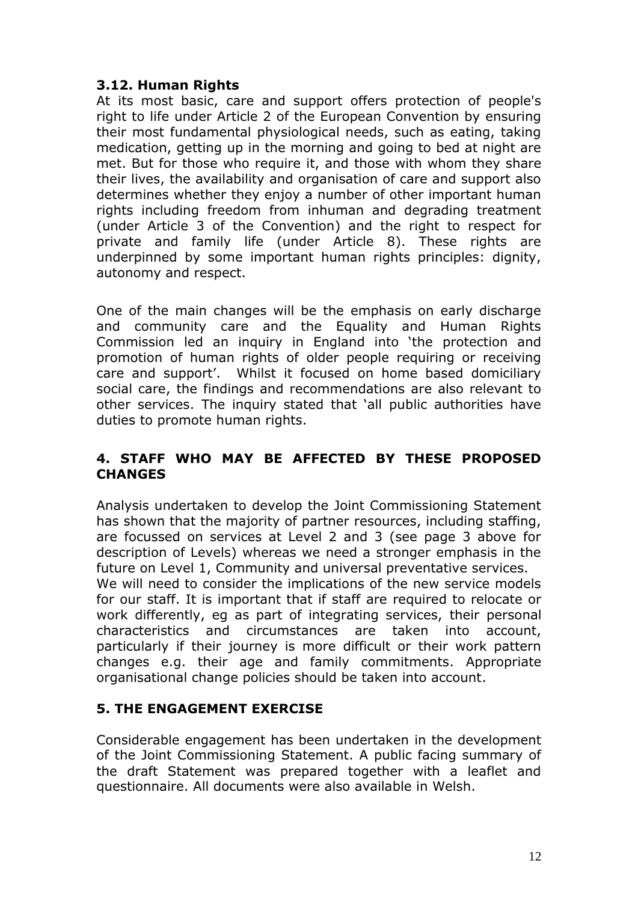### 3.12. Human Rights

At its most basic, care and support offers protection of people's right to life under Article 2 of the European Convention by ensuring their most fundamental physiological needs, such as eating, taking medication, getting up in the morning and going to bed at night are met. But for those who require it, and those with whom they share their lives, the availability and organisation of care and support also determines whether they enjoy a number of other important human rights including freedom from inhuman and degrading treatment (under Article 3 of the Convention) and the right to respect for private and family life (under Article 8). These rights are underpinned by some important human rights principles: dignity, autonomy and respect.

One of the main changes will be the emphasis on early discharge and community care and the Equality and Human Rights Commission led an inquiry in England into 'the protection and promotion of human rights of older people requiring or receiving care and support'. Whilst it focused on home based domiciliary social care, the findings and recommendations are also relevant to other services. The inquiry stated that 'all public authorities have duties to promote human rights.

## 4. STAFF WHO MAY BE AFFECTED BY THESE PROPOSED CHANGES

Analysis undertaken to develop the Joint Commissioning Statement has shown that the majority of partner resources, including staffing, are focussed on services at Level 2 and 3 (see page 3 above for description of Levels) whereas we need a stronger emphasis in the future on Level 1, Community and universal preventative services.
We will need to consider the implications of the new service models for our staff. It is important that if staff are required to relocate or work differently, eg as part of integrating services, their personal characteristics and circumstances are taken into account, particularly if their journey is more difficult or their work pattern changes e.g. their age and family commitments. Appropriate organisational change policies should be taken into account.

## 5. THE ENGAGEMENT EXERCISE

Considerable engagement has been undertaken in the development of the Joint Commissioning Statement. A public facing summary of the draft Statement was prepared together with a leaflet and questionnaire. All documents were also available in Welsh.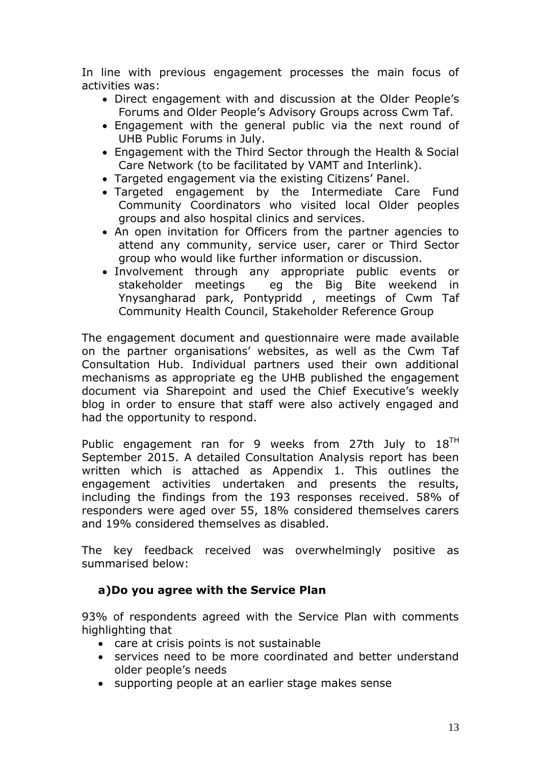In line with previous engagement processes the main focus of activities was:

- Direct engagement with and discussion at the Older People's Forums and Older People's Advisory Groups across Cwm Taf.
- Engagement with the general public via the next round of UHB Public Forums in July.
- Engagement with the Third Sector through the Health & Social Care Network (to be facilitated by VAMT and Interlink).
- Targeted engagement via the existing Citizens' Panel.
- Targeted engagement by the Intermediate Care Fund Community Coordinators who visited local Older peoples groups and also hospital clinics and services.
- An open invitation for Officers from the partner agencies to attend any community, service user, carer or Third Sector group who would like further information or discussion.
- Involvement through any appropriate public events or stakeholder meetings eg the Big Bite weekend in Ynysangharad park, Pontypridd , meetings of Cwm Taf Community Health Council, Stakeholder Reference Group

The engagement document and questionnaire were made available on the partner organisations' websites, as well as the Cwm Taf Consultation Hub. Individual partners used their own additional mechanisms as appropriate eg the UHB published the engagement document via Sharepoint and used the Chief Executive's weekly blog in order to ensure that staff were also actively engaged and had the opportunity to respond.

Public engagement ran for 9 weeks from 27th July to 18$^{TH}$ September 2015. A detailed Consultation Analysis report has been written which is attached as Appendix 1. This outlines the engagement activities undertaken and presents the results, including the findings from the 193 responses received. 58% of responders were aged over 55, 18% considered themselves carers and 19% considered themselves as disabled.

The key feedback received was overwhelmingly positive as summarised below:

**a)Do you agree with the Service Plan**

93% of respondents agreed with the Service Plan with comments highlighting that

- care at crisis points is not sustainable
- services need to be more coordinated and better understand older people's needs
- supporting people at an earlier stage makes sense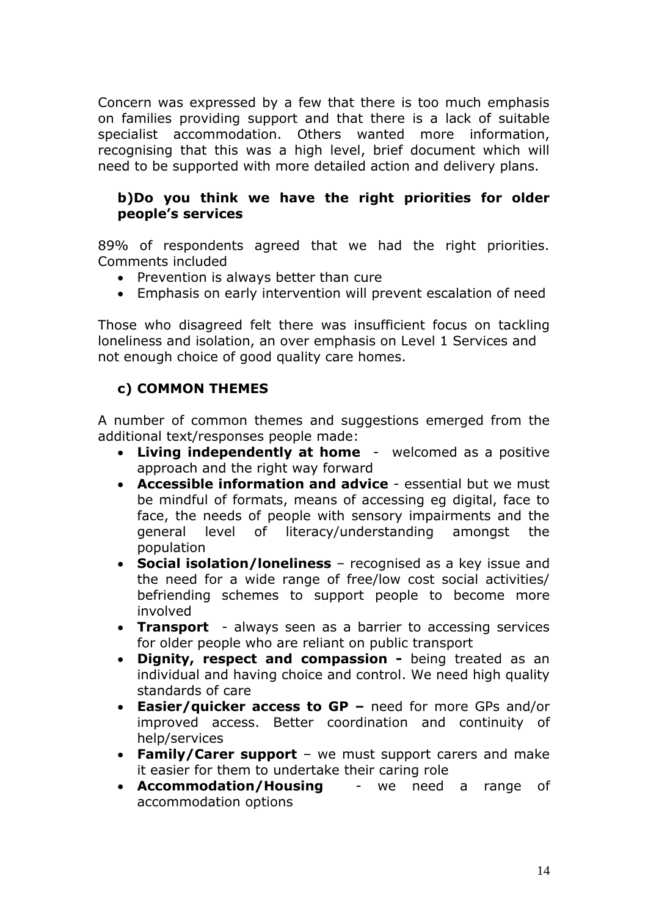Concern was expressed by a few that there is too much emphasis on families providing support and that there is a lack of suitable specialist accommodation. Others wanted more information, recognising that this was a high level, brief document which will need to be supported with more detailed action and delivery plans.

### b)Do you think we have the right priorities for older people's services

89% of respondents agreed that we had the right priorities. Comments included

- Prevention is always better than cure
- Emphasis on early intervention will prevent escalation of need

Those who disagreed felt there was insufficient focus on tackling loneliness and isolation, an over emphasis on Level 1 Services and not enough choice of good quality care homes.

### c) COMMON THEMES

A number of common themes and suggestions emerged from the additional text/responses people made:

- **Living independently at home** - welcomed as a positive approach and the right way forward
- **Accessible information and advice** - essential but we must be mindful of formats, means of accessing eg digital, face to face, the needs of people with sensory impairments and the general level of literacy/understanding amongst the population
- **Social isolation/loneliness** – recognised as a key issue and the need for a wide range of free/low cost social activities/ befriending schemes to support people to become more involved
- **Transport** - always seen as a barrier to accessing services for older people who are reliant on public transport
- **Dignity, respect and compassion -** being treated as an individual and having choice and control. We need high quality standards of care
- **Easier/quicker access to GP –** need for more GPs and/or improved access. Better coordination and continuity of help/services
- **Family/Carer support** – we must support carers and make it easier for them to undertake their caring role
- **Accommodation/Housing** - we need a range of accommodation options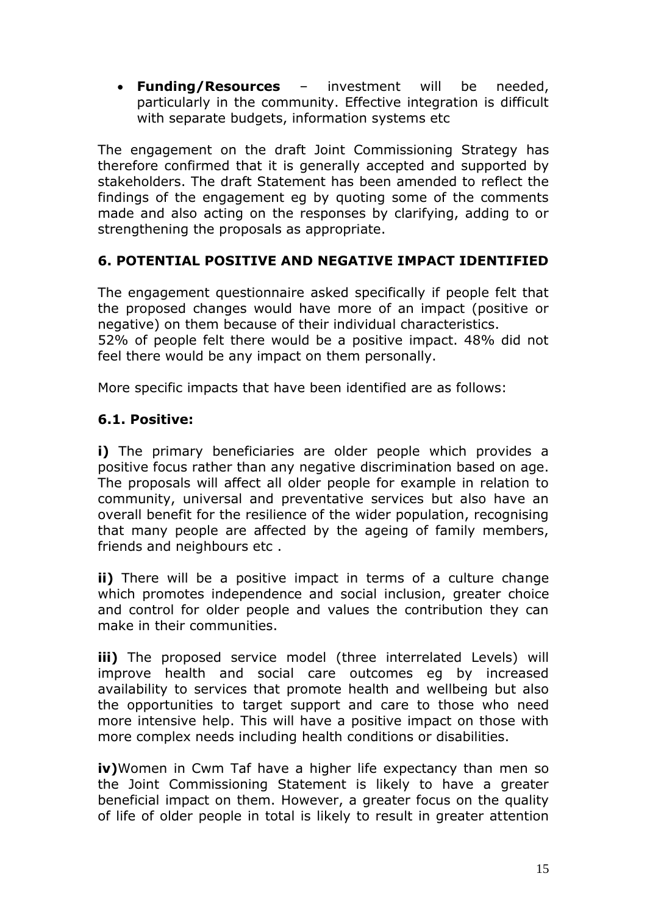- **Funding/Resources** – investment will be needed, particularly in the community. Effective integration is difficult with separate budgets, information systems etc

The engagement on the draft Joint Commissioning Strategy has therefore confirmed that it is generally accepted and supported by stakeholders. The draft Statement has been amended to reflect the findings of the engagement eg by quoting some of the comments made and also acting on the responses by clarifying, adding to or strengthening the proposals as appropriate.

## 6. POTENTIAL POSITIVE AND NEGATIVE IMPACT IDENTIFIED

The engagement questionnaire asked specifically if people felt that the proposed changes would have more of an impact (positive or negative) on them because of their individual characteristics.
52% of people felt there would be a positive impact. 48% did not feel there would be any impact on them personally.

More specific impacts that have been identified are as follows:

### 6.1. Positive:

**i)** The primary beneficiaries are older people which provides a positive focus rather than any negative discrimination based on age. The proposals will affect all older people for example in relation to community, universal and preventative services but also have an overall benefit for the resilience of the wider population, recognising that many people are affected by the ageing of family members, friends and neighbours etc .

**ii)** There will be a positive impact in terms of a culture change which promotes independence and social inclusion, greater choice and control for older people and values the contribution they can make in their communities.

**iii)** The proposed service model (three interrelated Levels) will improve health and social care outcomes eg by increased availability to services that promote health and wellbeing but also the opportunities to target support and care to those who need more intensive help. This will have a positive impact on those with more complex needs including health conditions or disabilities.

**iv)**Women in Cwm Taf have a higher life expectancy than men so the Joint Commissioning Statement is likely to have a greater beneficial impact on them. However, a greater focus on the quality of life of older people in total is likely to result in greater attention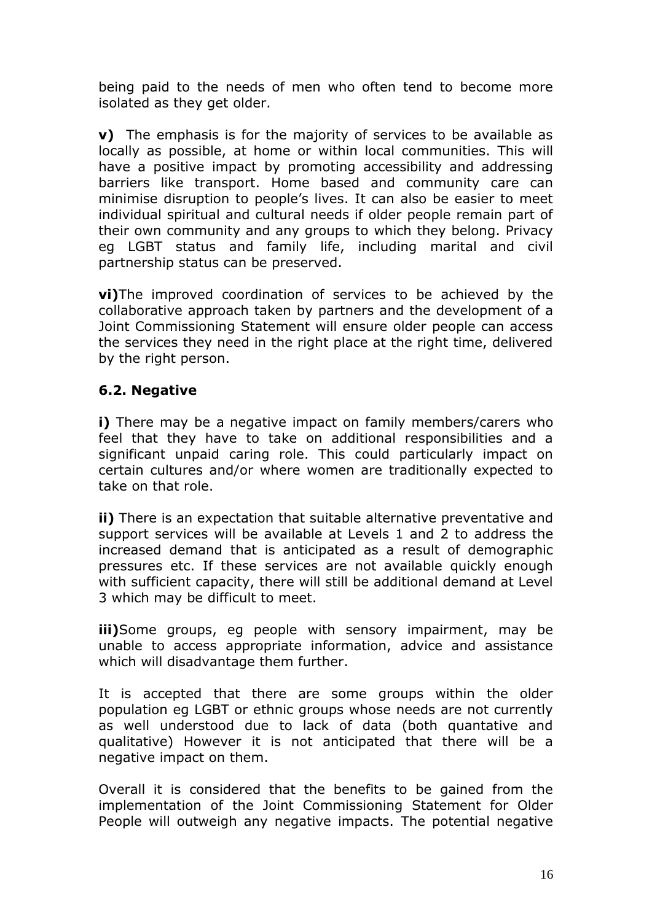being paid to the needs of men who often tend to become more isolated as they get older.

**v)** The emphasis is for the majority of services to be available as locally as possible, at home or within local communities. This will have a positive impact by promoting accessibility and addressing barriers like transport. Home based and community care can minimise disruption to people's lives. It can also be easier to meet individual spiritual and cultural needs if older people remain part of their own community and any groups to which they belong. Privacy eg LGBT status and family life, including marital and civil partnership status can be preserved.

**vi)**The improved coordination of services to be achieved by the collaborative approach taken by partners and the development of a Joint Commissioning Statement will ensure older people can access the services they need in the right place at the right time, delivered by the right person.

### 6.2. Negative

**i)** There may be a negative impact on family members/carers who feel that they have to take on additional responsibilities and a significant unpaid caring role. This could particularly impact on certain cultures and/or where women are traditionally expected to take on that role.

**ii)** There is an expectation that suitable alternative preventative and support services will be available at Levels 1 and 2 to address the increased demand that is anticipated as a result of demographic pressures etc. If these services are not available quickly enough with sufficient capacity, there will still be additional demand at Level 3 which may be difficult to meet.

**iii)**Some groups, eg people with sensory impairment, may be unable to access appropriate information, advice and assistance which will disadvantage them further.

It is accepted that there are some groups within the older population eg LGBT or ethnic groups whose needs are not currently as well understood due to lack of data (both quantative and qualitative) However it is not anticipated that there will be a negative impact on them.

Overall it is considered that the benefits to be gained from the implementation of the Joint Commissioning Statement for Older People will outweigh any negative impacts. The potential negative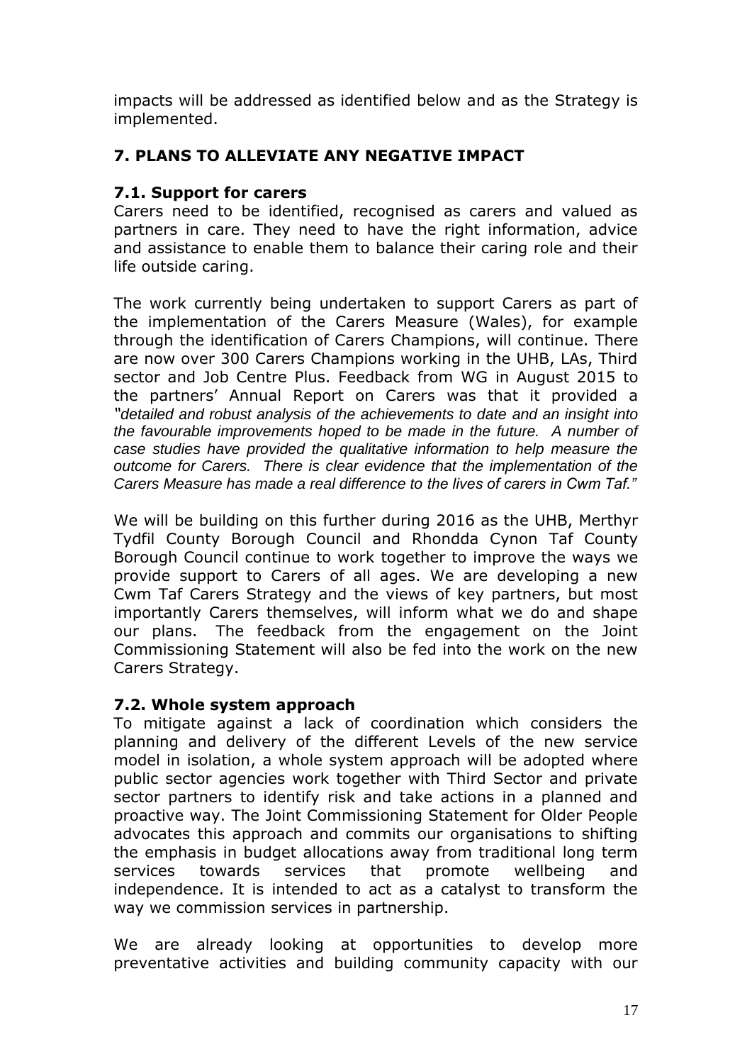impacts will be addressed as identified below and as the Strategy is implemented.

## 7. PLANS TO ALLEVIATE ANY NEGATIVE IMPACT

### 7.1. Support for carers

Carers need to be identified, recognised as carers and valued as partners in care. They need to have the right information, advice and assistance to enable them to balance their caring role and their life outside caring.

The work currently being undertaken to support Carers as part of the implementation of the Carers Measure (Wales), for example through the identification of Carers Champions, will continue. There are now over 300 Carers Champions working in the UHB, LAs, Third sector and Job Centre Plus. Feedback from WG in August 2015 to the partners' Annual Report on Carers was that it provided a *"detailed and robust analysis of the achievements to date and an insight into the favourable improvements hoped to be made in the future. A number of case studies have provided the qualitative information to help measure the outcome for Carers. There is clear evidence that the implementation of the Carers Measure has made a real difference to the lives of carers in Cwm Taf."*

We will be building on this further during 2016 as the UHB, Merthyr Tydfil County Borough Council and Rhondda Cynon Taf County Borough Council continue to work together to improve the ways we provide support to Carers of all ages. We are developing a new Cwm Taf Carers Strategy and the views of key partners, but most importantly Carers themselves, will inform what we do and shape our plans. The feedback from the engagement on the Joint Commissioning Statement will also be fed into the work on the new Carers Strategy.

### 7.2. Whole system approach

To mitigate against a lack of coordination which considers the planning and delivery of the different Levels of the new service model in isolation, a whole system approach will be adopted where public sector agencies work together with Third Sector and private sector partners to identify risk and take actions in a planned and proactive way. The Joint Commissioning Statement for Older People advocates this approach and commits our organisations to shifting the emphasis in budget allocations away from traditional long term services towards services that promote wellbeing and independence. It is intended to act as a catalyst to transform the way we commission services in partnership.

We are already looking at opportunities to develop more preventative activities and building community capacity with our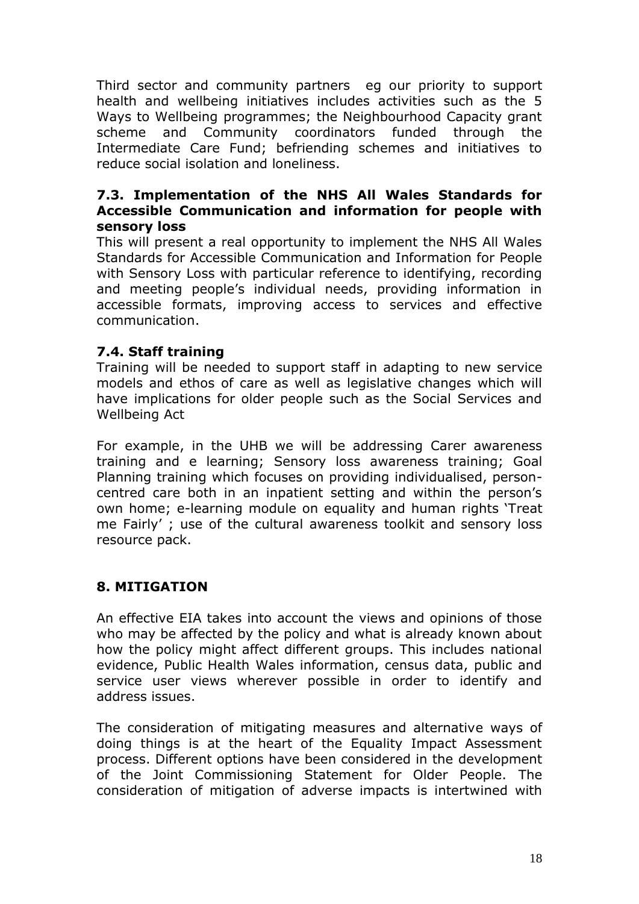Third sector and community partners eg our priority to support health and wellbeing initiatives includes activities such as the 5 Ways to Wellbeing programmes; the Neighbourhood Capacity grant scheme and Community coordinators funded through the Intermediate Care Fund; befriending schemes and initiatives to reduce social isolation and loneliness.

### 7.3. Implementation of the NHS All Wales Standards for Accessible Communication and information for people with sensory loss

This will present a real opportunity to implement the NHS All Wales Standards for Accessible Communication and Information for People with Sensory Loss with particular reference to identifying, recording and meeting people's individual needs, providing information in accessible formats, improving access to services and effective communication.

### 7.4. Staff training

Training will be needed to support staff in adapting to new service models and ethos of care as well as legislative changes which will have implications for older people such as the Social Services and Wellbeing Act

For example, in the UHB we will be addressing Carer awareness training and e learning; Sensory loss awareness training; Goal Planning training which focuses on providing individualised, person-centred care both in an inpatient setting and within the person's own home; e-learning module on equality and human rights 'Treat me Fairly' ; use of the cultural awareness toolkit and sensory loss resource pack.

## 8. MITIGATION

An effective EIA takes into account the views and opinions of those who may be affected by the policy and what is already known about how the policy might affect different groups. This includes national evidence, Public Health Wales information, census data, public and service user views wherever possible in order to identify and address issues.

The consideration of mitigating measures and alternative ways of doing things is at the heart of the Equality Impact Assessment process. Different options have been considered in the development of the Joint Commissioning Statement for Older People. The consideration of mitigation of adverse impacts is intertwined with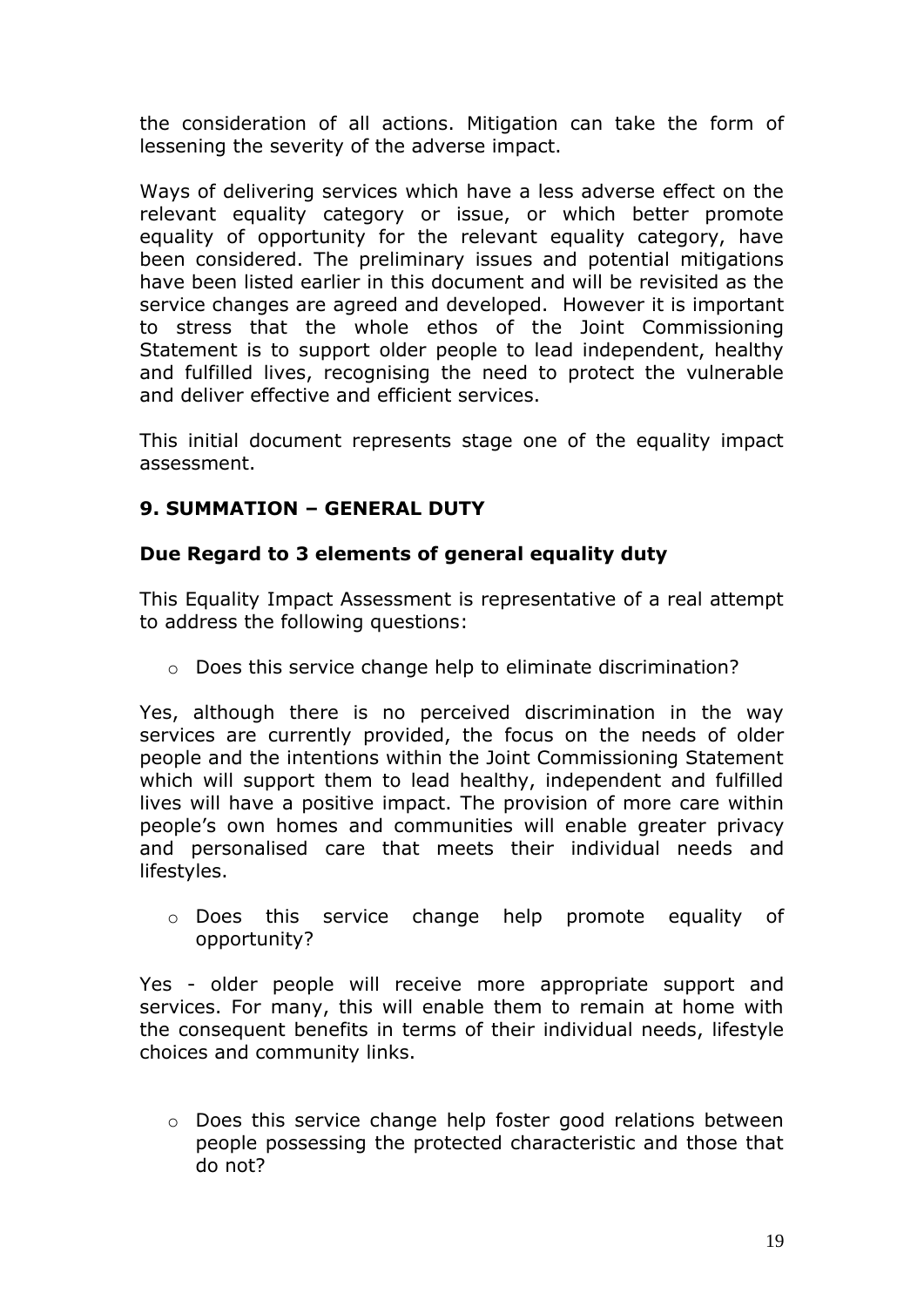the consideration of all actions. Mitigation can take the form of lessening the severity of the adverse impact.

Ways of delivering services which have a less adverse effect on the relevant equality category or issue, or which better promote equality of opportunity for the relevant equality category, have been considered. The preliminary issues and potential mitigations have been listed earlier in this document and will be revisited as the service changes are agreed and developed. However it is important to stress that the whole ethos of the Joint Commissioning Statement is to support older people to lead independent, healthy and fulfilled lives, recognising the need to protect the vulnerable and deliver effective and efficient services.

This initial document represents stage one of the equality impact assessment.

## 9. SUMMATION – GENERAL DUTY

### Due Regard to 3 elements of general equality duty

This Equality Impact Assessment is representative of a real attempt to address the following questions:

- Does this service change help to eliminate discrimination?

Yes, although there is no perceived discrimination in the way services are currently provided, the focus on the needs of older people and the intentions within the Joint Commissioning Statement which will support them to lead healthy, independent and fulfilled lives will have a positive impact. The provision of more care within people's own homes and communities will enable greater privacy and personalised care that meets their individual needs and lifestyles.

- Does this service change help promote equality of opportunity?

Yes - older people will receive more appropriate support and services. For many, this will enable them to remain at home with the consequent benefits in terms of their individual needs, lifestyle choices and community links.

- Does this service change help foster good relations between people possessing the protected characteristic and those that do not?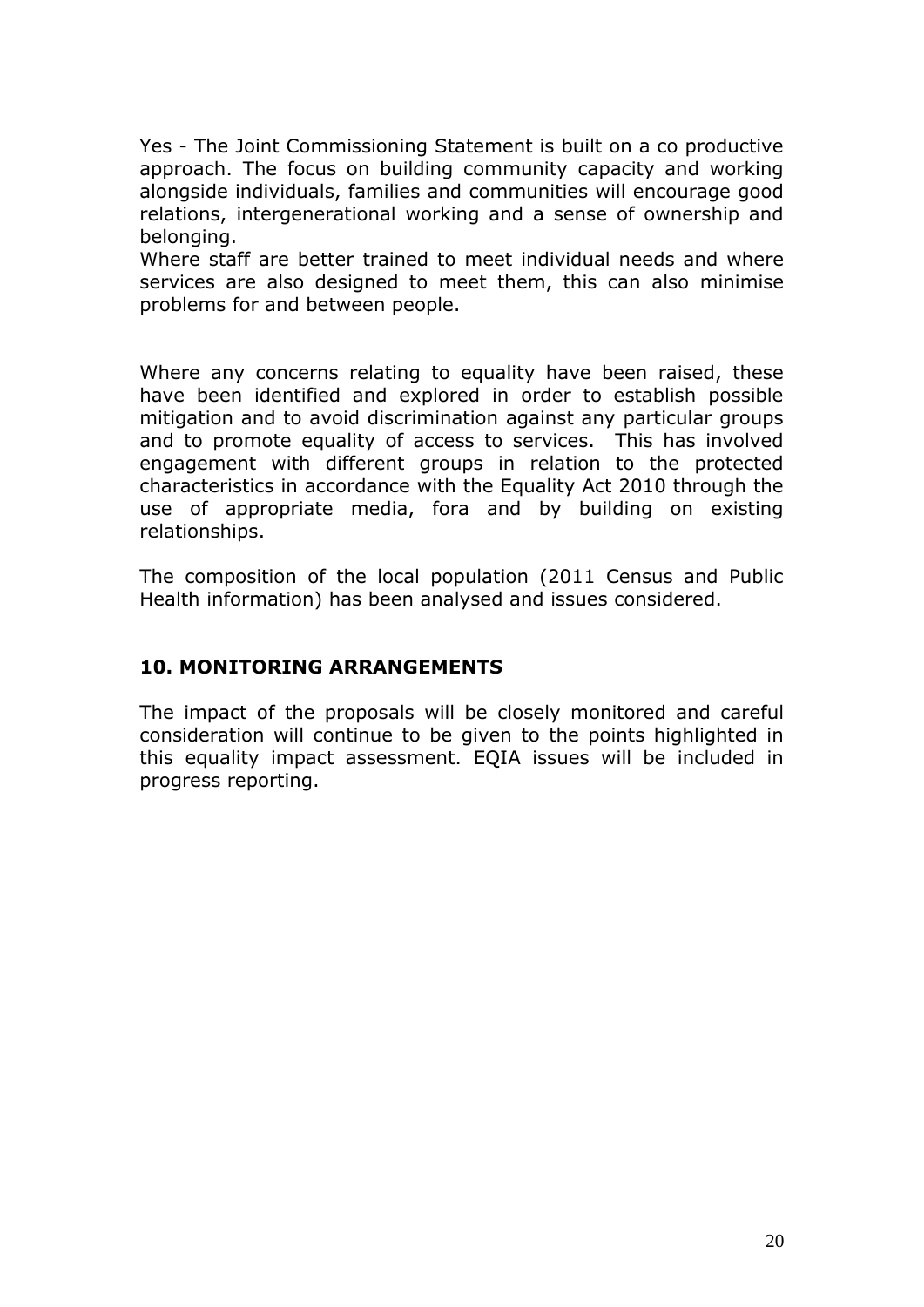Yes - The Joint Commissioning Statement is built on a co productive approach. The focus on building community capacity and working alongside individuals, families and communities will encourage good relations, intergenerational working and a sense of ownership and belonging.
Where staff are better trained to meet individual needs and where services are also designed to meet them, this can also minimise problems for and between people.

Where any concerns relating to equality have been raised, these have been identified and explored in order to establish possible mitigation and to avoid discrimination against any particular groups and to promote equality of access to services. This has involved engagement with different groups in relation to the protected characteristics in accordance with the Equality Act 2010 through the use of appropriate media, fora and by building on existing relationships.

The composition of the local population (2011 Census and Public Health information) has been analysed and issues considered.

## 10. MONITORING ARRANGEMENTS

The impact of the proposals will be closely monitored and careful consideration will continue to be given to the points highlighted in this equality impact assessment. EQIA issues will be included in progress reporting.